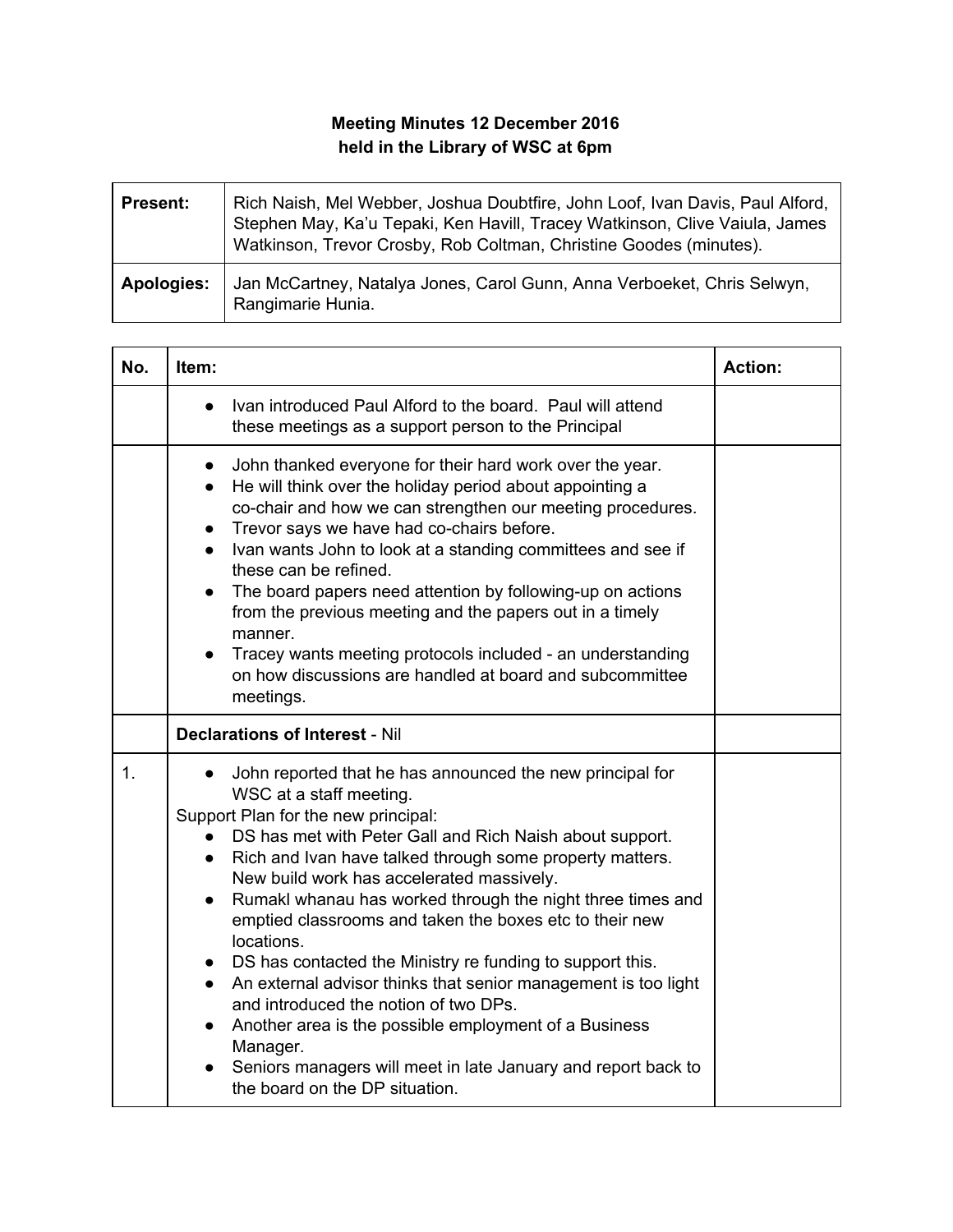**Meeting Minutes 12 December 2016**
**held in the Library of WSC at 6pm**

| **Present:** | Rich Naish, Mel Webber, Joshua Doubtfire, John Loof, Ivan Davis, Paul Alford, Stephen May, Ka'u Tepaki, Ken Havill, Tracey Watkinson, Clive Vaiula, James Watkinson, Trevor Crosby, Rob Coltman, Christine Goodes (minutes). |
|---|---|
| **Apologies:** | Jan McCartney, Natalya Jones, Carol Gunn, Anna Verboeket, Chris Selwyn, Rangimarie Hunia. |

| No. | Item: | Action: |
|---|---|---|
| | • Ivan introduced Paul Alford to the board. Paul will attend these meetings as a support person to the Principal | |
| | • John thanked everyone for their hard work over the year.<br>• He will think over the holiday period about appointing a co-chair and how we can strengthen our meeting procedures.<br>• Trevor says we have had co-chairs before.<br>• Ivan wants John to look at a standing committees and see if these can be refined.<br>• The board papers need attention by following-up on actions from the previous meeting and the papers out in a timely manner.<br>• Tracey wants meeting protocols included - an understanding on how discussions are handled at board and subcommittee meetings. | |
| | **Declarations of Interest** - Nil | |
| 1. | • John reported that he has announced the new principal for WSC at a staff meeting.<br>Support Plan for the new principal:<br>• DS has met with Peter Gall and Rich Naish about support.<br>• Rich and Ivan have talked through some property matters. New build work has accelerated massively.<br>• Rumakl whanau has worked through the night three times and emptied classrooms and taken the boxes etc to their new locations.<br>• DS has contacted the Ministry re funding to support this.<br>• An external advisor thinks that senior management is too light and introduced the notion of two DPs.<br>• Another area is the possible employment of a Business Manager.<br>• Seniors managers will meet in late January and report back to the board on the DP situation. | |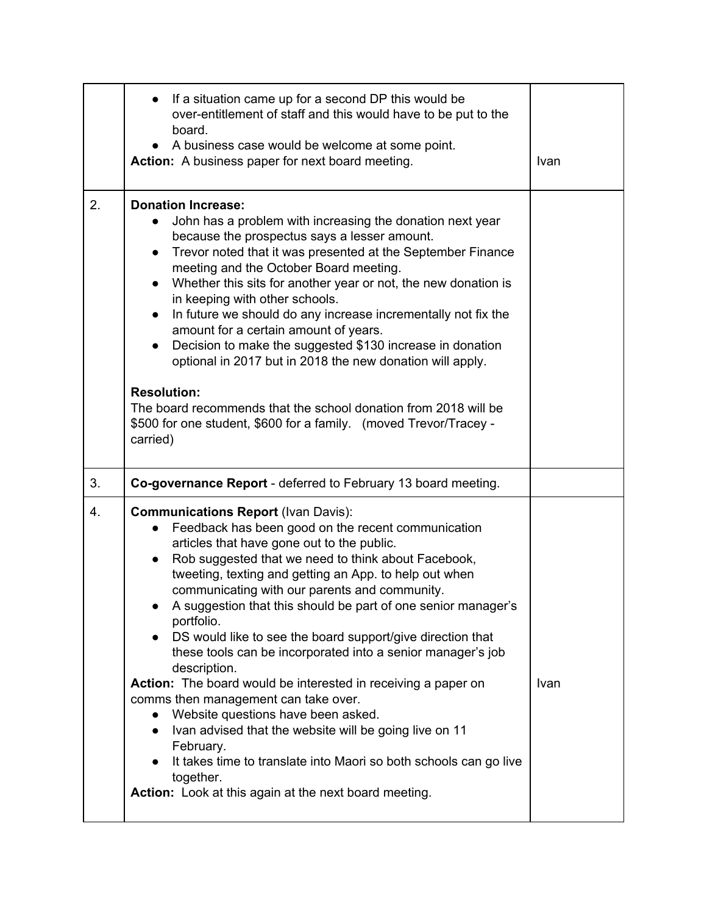| | | |
|---|---|---|
| | • If a situation came up for a second DP this would be over-entitlement of staff and this would have to be put to the board.<br>• A business case would be welcome at some point.<br>**Action:** A business paper for next board meeting. | Ivan |
| 2. | **Donation Increase:**<br>• John has a problem with increasing the donation next year because the prospectus says a lesser amount.<br>• Trevor noted that it was presented at the September Finance meeting and the October Board meeting.<br>• Whether this sits for another year or not, the new donation is in keeping with other schools.<br>• In future we should do any increase incrementally not fix the amount for a certain amount of years.<br>• Decision to make the suggested $130 increase in donation optional in 2017 but in 2018 the new donation will apply.<br><br>**Resolution:**<br>The board recommends that the school donation from 2018 will be $500 for one student, $600 for a family. (moved Trevor/Tracey - carried) | |
| 3. | **Co-governance Report** - deferred to February 13 board meeting. | |
| 4. | **Communications Report** (Ivan Davis):<br>• Feedback has been good on the recent communication articles that have gone out to the public.<br>• Rob suggested that we need to think about Facebook, tweeting, texting and getting an App. to help out when communicating with our parents and community.<br>• A suggestion that this should be part of one senior manager's portfolio.<br>• DS would like to see the board support/give direction that these tools can be incorporated into a senior manager's job description.<br>**Action:** The board would be interested in receiving a paper on comms then management can take over.<br>• Website questions have been asked.<br>• Ivan advised that the website will be going live on 11 February.<br>• It takes time to translate into Maori so both schools can go live together.<br>**Action:** Look at this again at the next board meeting. | Ivan |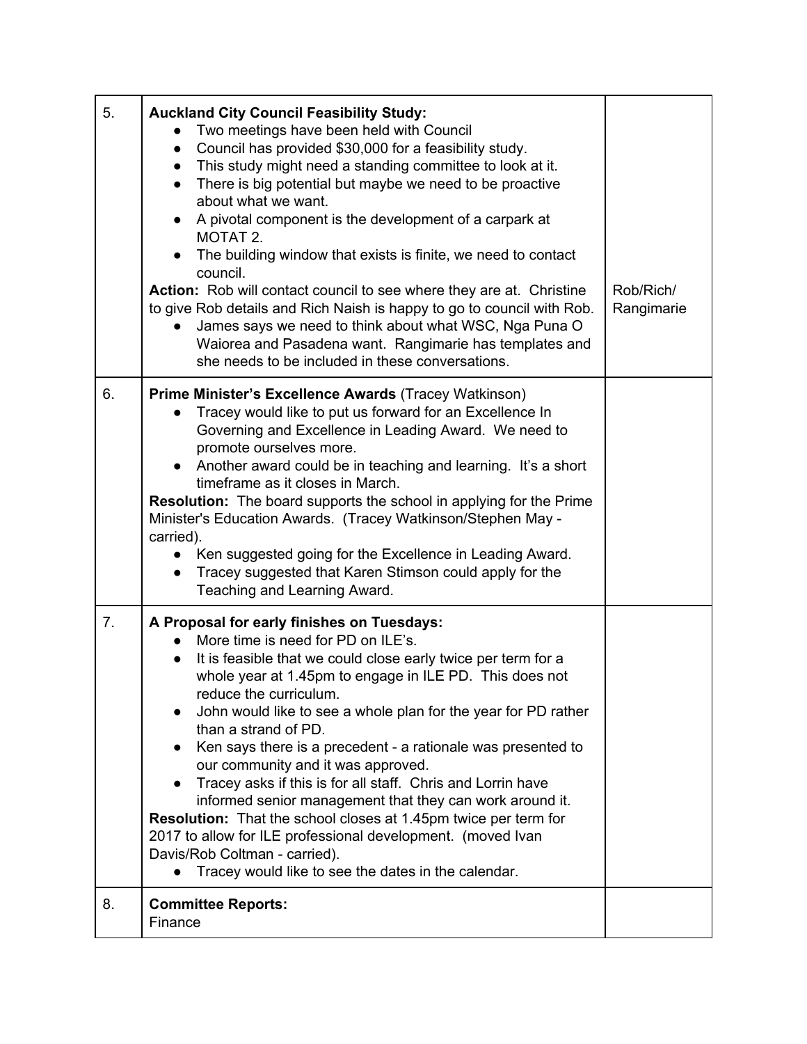| | | |
|---|---|---|
| 5. | **Auckland City Council Feasibility Study:**<br>• Two meetings have been held with Council<br>• Council has provided $30,000 for a feasibility study.<br>• This study might need a standing committee to look at it.<br>• There is big potential but maybe we need to be proactive about what we want.<br>• A pivotal component is the development of a carpark at MOTAT 2.<br>• The building window that exists is finite, we need to contact council.<br>**Action:** Rob will contact council to see where they are at. Christine to give Rob details and Rich Naish is happy to go to council with Rob.<br>• James says we need to think about what WSC, Nga Puna O Waiorea and Pasadena want. Rangimarie has templates and she needs to be included in these conversations. | Rob/Rich/ Rangimarie |
| 6. | **Prime Minister's Excellence Awards** (Tracey Watkinson)<br>• Tracey would like to put us forward for an Excellence In Governing and Excellence in Leading Award. We need to promote ourselves more.<br>• Another award could be in teaching and learning. It's a short timeframe as it closes in March.<br>**Resolution:** The board supports the school in applying for the Prime Minister's Education Awards. (Tracey Watkinson/Stephen May - carried).<br>• Ken suggested going for the Excellence in Leading Award.<br>• Tracey suggested that Karen Stimson could apply for the Teaching and Learning Award. | |
| 7. | **A Proposal for early finishes on Tuesdays:**<br>• More time is need for PD on ILE's.<br>• It is feasible that we could close early twice per term for a whole year at 1.45pm to engage in ILE PD. This does not reduce the curriculum.<br>• John would like to see a whole plan for the year for PD rather than a strand of PD.<br>• Ken says there is a precedent - a rationale was presented to our community and it was approved.<br>• Tracey asks if this is for all staff. Chris and Lorrin have informed senior management that they can work around it.<br>**Resolution:** That the school closes at 1.45pm twice per term for 2017 to allow for ILE professional development. (moved Ivan Davis/Rob Coltman - carried).<br>• Tracey would like to see the dates in the calendar. | |
| 8. | **Committee Reports:**<br>Finance | |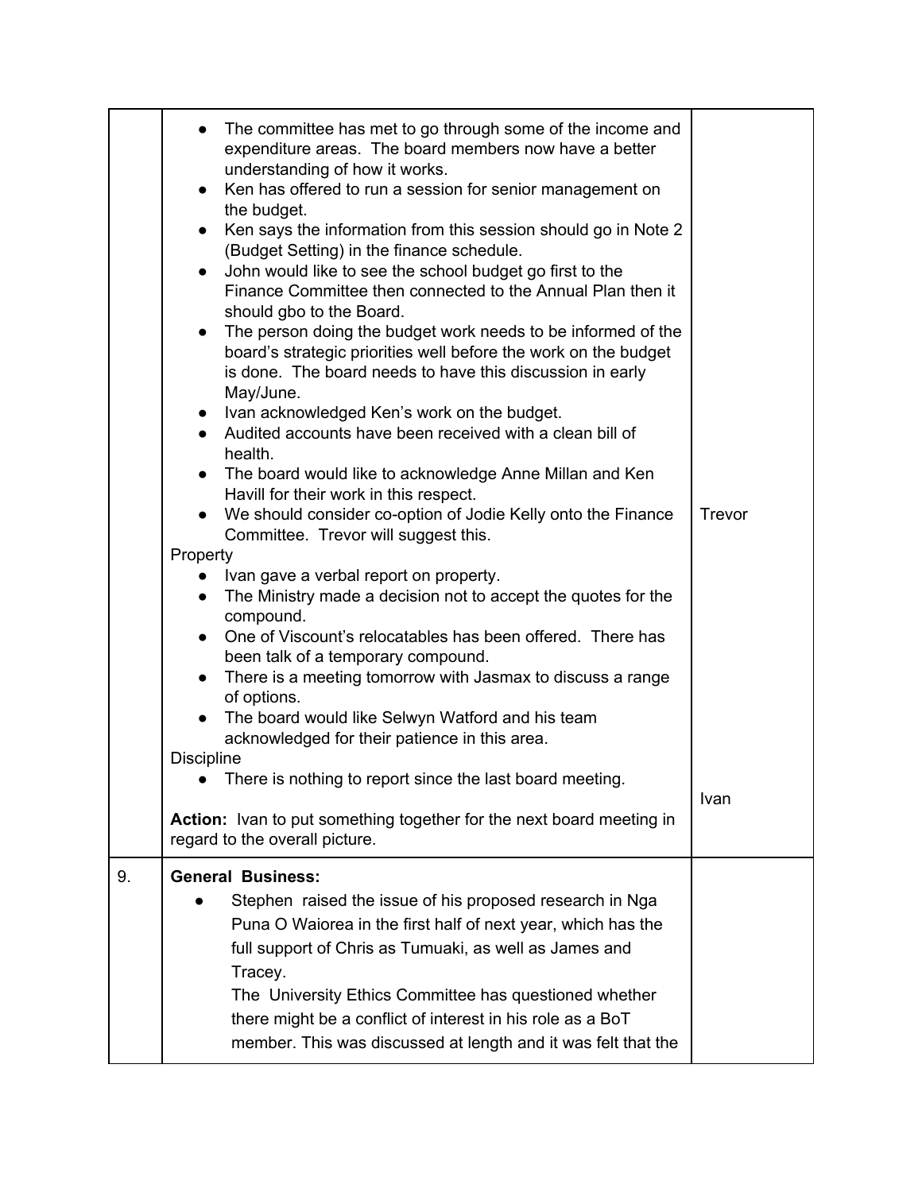| | | |
|---|---|---|
| | • The committee has met to go through some of the income and expenditure areas. The board members now have a better understanding of how it works.<br>• Ken has offered to run a session for senior management on the budget.<br>• Ken says the information from this session should go in Note 2 (Budget Setting) in the finance schedule.<br>• John would like to see the school budget go first to the Finance Committee then connected to the Annual Plan then it should gbo to the Board.<br>• The person doing the budget work needs to be informed of the board's strategic priorities well before the work on the budget is done. The board needs to have this discussion in early May/June.<br>• Ivan acknowledged Ken's work on the budget.<br>• Audited accounts have been received with a clean bill of health.<br>• The board would like to acknowledge Anne Millan and Ken Havill for their work in this respect.<br>• We should consider co-option of Jodie Kelly onto the Finance Committee. Trevor will suggest this.<br>Property<br>• Ivan gave a verbal report on property.<br>• The Ministry made a decision not to accept the quotes for the compound.<br>• One of Viscount's relocatables has been offered. There has been talk of a temporary compound.<br>• There is a meeting tomorrow with Jasmax to discuss a range of options.<br>• The board would like Selwyn Watford and his team acknowledged for their patience in this area.<br>Discipline<br>• There is nothing to report since the last board meeting.<br><br>**Action:** Ivan to put something together for the next board meeting in regard to the overall picture. | Trevor<br><br><br><br><br><br>Ivan |
| 9. | **General Business:**<br>• Stephen raised the issue of his proposed research in Nga Puna O Waiorea in the first half of next year, which has the full support of Chris as Tumuaki, as well as James and Tracey.<br>The University Ethics Committee has questioned whether there might be a conflict of interest in his role as a BoT member. This was discussed at length and it was felt that the | |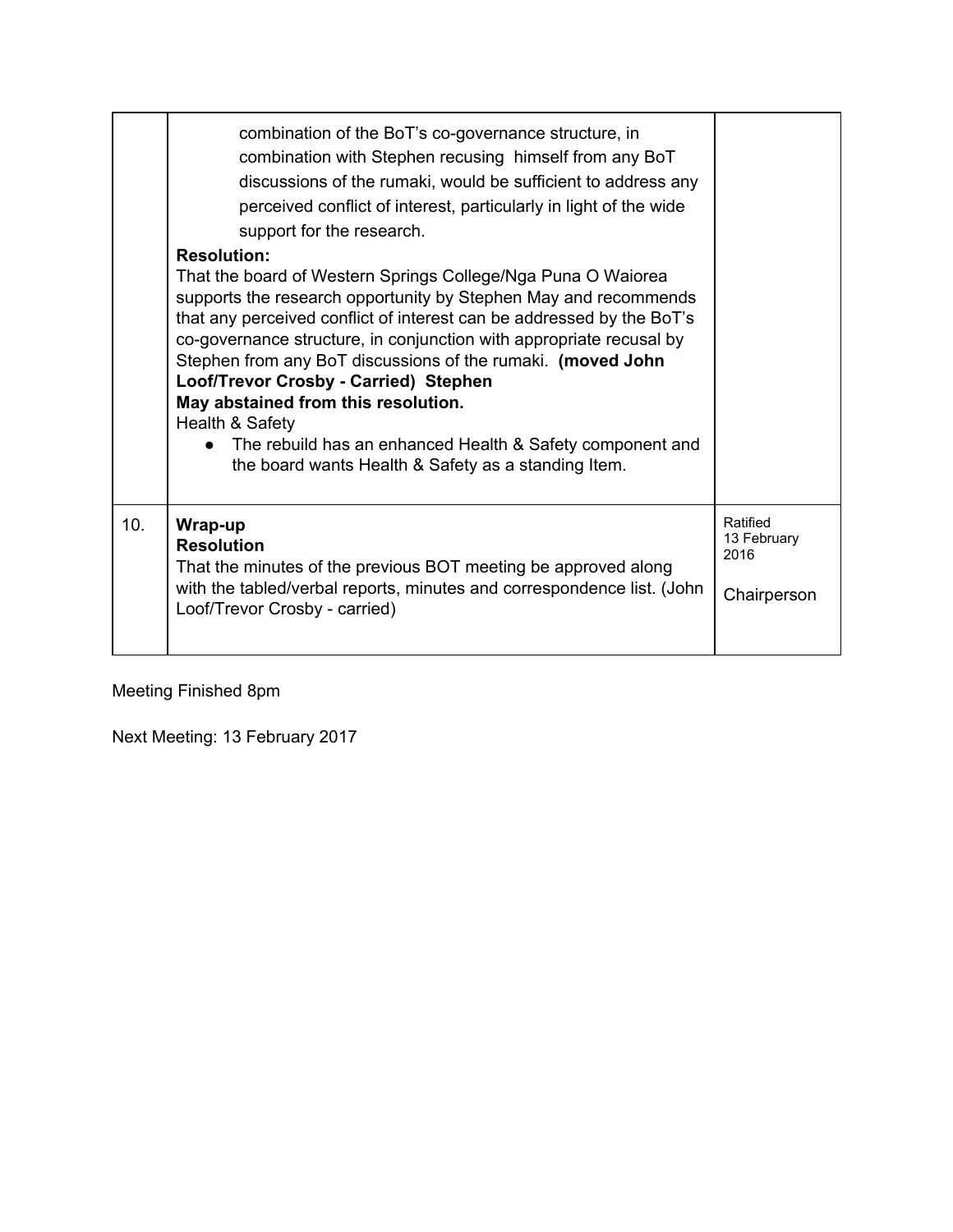| | | |
|---|---|---|
| | combination of the BoT's co-governance structure, in combination with Stephen recusing himself from any BoT discussions of the rumaki, would be sufficient to address any perceived conflict of interest, particularly in light of the wide support for the research.<br>**Resolution:**<br>That the board of Western Springs College/Nga Puna O Waiorea supports the research opportunity by Stephen May and recommends that any perceived conflict of interest can be addressed by the BoT's co-governance structure, in conjunction with appropriate recusal by Stephen from any BoT discussions of the rumaki. **(moved John Loof/Trevor Crosby - Carried) Stephen May abstained from this resolution.**<br>Health & Safety<br>● The rebuild has an enhanced Health & Safety component and the board wants Health & Safety as a standing Item. | |
| 10. | **Wrap-up**<br>**Resolution**<br>That the minutes of the previous BOT meeting be approved along with the tabled/verbal reports, minutes and correspondence list. (John Loof/Trevor Crosby - carried) | Ratified 13 February 2016<br><br>Chairperson |

Meeting Finished 8pm

Next Meeting: 13 February 2017